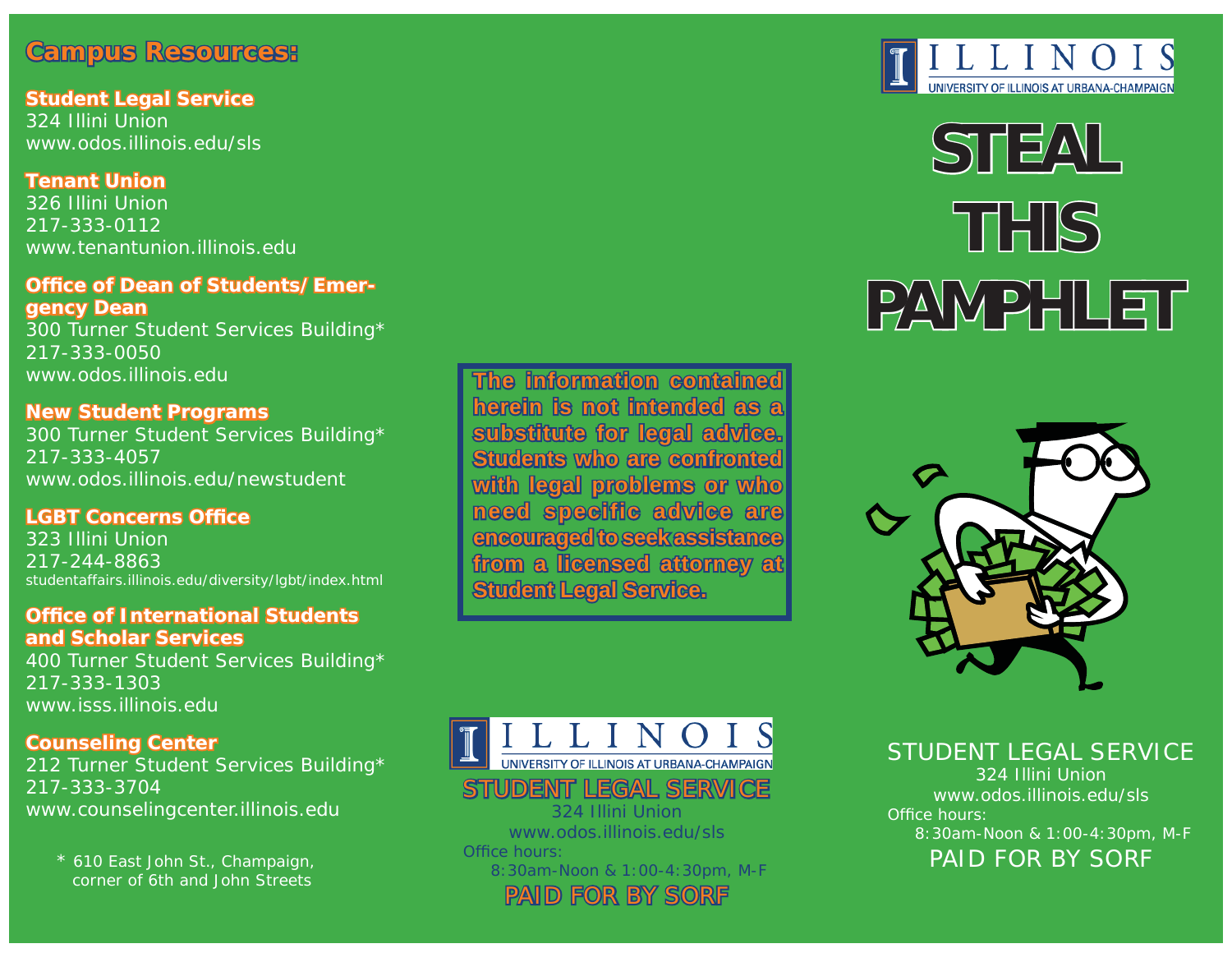## Campus Resources:

**Student Legal Service**
324 Illini Union
www.odos.illinois.edu/sls

**Tenant Union**
326 Illini Union
217-333-0112
www.tenantunion.illinois.edu

**Office of Dean of Students/ Emergency Dean**
300 Turner Student Services Building*
217-333-0050
www.odos.illinois.edu

**New Student Programs**
300 Turner Student Services Building*
217-333-4057
www.odos.illinois.edu/newstudent

**LGBT Concerns Office**
323 Illini Union
217-244-8863
studentaffairs.illinois.edu/diversity/lgbt/index.html

**Office of International Students and Scholar Services**
400 Turner Student Services Building*
217-333-1303
www.isss.illinois.edu

**Counseling Center**
212 Turner Student Services Building*
217-333-3704
www.counselingcenter.illinois.edu

\* 610 East John St., Champaign, corner of 6th and John Streets

**The information contained herein is not intended as a substitute for legal advice. Students who are confronted with legal problems or who need specific advice are encouraged to seek assistance from a licensed attorney at Student Legal Service.**

ILLINOIS
UNIVERSITY OF ILLINOIS AT URBANA-CHAMPAIGN

**STUDENT LEGAL SERVICE**
324 Illini Union
www.odos.illinois.edu/sls
Office hours:
8:30am-Noon & 1:00-4:30pm, M-F
**PAID FOR BY SORF**

ILLINOIS
UNIVERSITY OF ILLINOIS AT URBANA-CHAMPAIGN

# STEAL THIS PAMPHLET

STUDENT LEGAL SERVICE
324 Illini Union
www.odos.illinois.edu/sls
Office hours:
8:30am-Noon & 1:00-4:30pm, M-F
PAID FOR BY SORF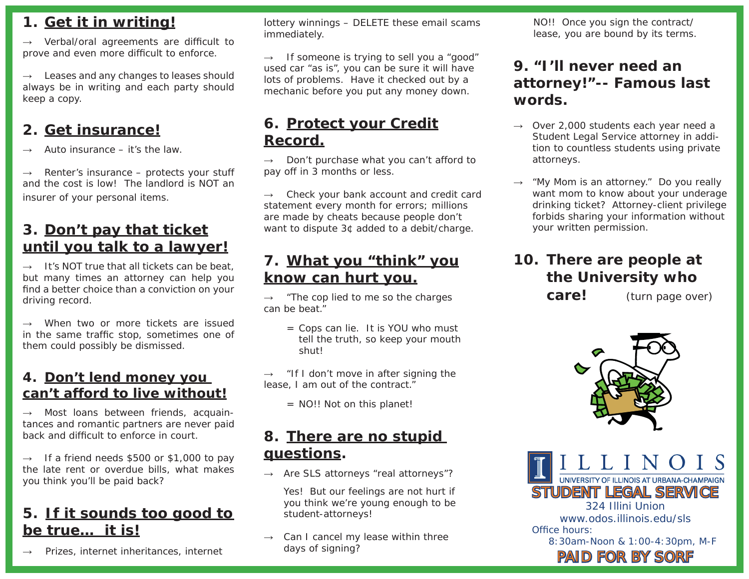## 1. Get it in writing!

→ Verbal/oral agreements are difficult to prove and even more difficult to enforce.

→ Leases and any changes to leases should always be in writing and each party should keep a copy.

## 2. Get insurance!

→ Auto insurance – it's the law.

→ Renter's insurance – protects your stuff and the cost is low! The landlord is NOT an insurer of your personal items.

## 3. Don't pay that ticket until you talk to a lawyer!

→ It's NOT true that all tickets can be beat, but many times an attorney can help you find a better choice than a conviction on your driving record.

→ When two or more tickets are issued in the same traffic stop, sometimes one of them could possibly be dismissed.

## 4. Don't lend money you can't afford to live without!

→ Most loans between friends, acquaintances and romantic partners are never paid back and difficult to enforce in court.

→ If a friend needs $500 or $1,000 to pay the late rent or overdue bills, what makes you think you'll be paid back?

## 5. If it sounds too good to be true… it is!

→ Prizes, internet inheritances, internet lottery winnings – DELETE these email scams immediately.

→ If someone is trying to sell you a "good" used car "as is", you can be sure it will have lots of problems. Have it checked out by a mechanic before you put any money down.

## 6. Protect your Credit Record.

→ Don't purchase what you can't afford to pay off in 3 months or less.

→ Check your bank account and credit card statement every month for errors; millions are made by cheats because people don't want to dispute 3¢ added to a debit/charge.

## 7. What you "think" you know can hurt you.

→ "The cop lied to me so the charges can be beat."

= Cops can lie. It is YOU who must tell the truth, so keep your mouth shut!

→ "If I don't move in after signing the lease, I am out of the contract."

= NO!! Not on this planet!

## 8. There are no stupid questions.

→ Are SLS attorneys "real attorneys"?

Yes! But our feelings are not hurt if you think we're young enough to be student-attorneys!

→ Can I cancel my lease within three days of signing?

NO!! Once you sign the contract/lease, you are bound by its terms.

## 9. "I'll never need an attorney!"-- Famous last words.

→ Over 2,000 students each year need a Student Legal Service attorney in addition to countless students using private attorneys.

→ "My Mom is an attorney." Do you really want mom to know about your underage drinking ticket? Attorney-client privilege forbids sharing your information without your written permission.

## 10. There are people at the University who care!

(turn page over)

ILLINOIS
UNIVERSITY OF ILLINOIS AT URBANA-CHAMPAIGN
**STUDENT LEGAL SERVICE**
324 Illini Union
www.odos.illinois.edu/sls
Office hours:
8:30am-Noon & 1:00-4:30pm, M-F

**PAID FOR BY SORF**